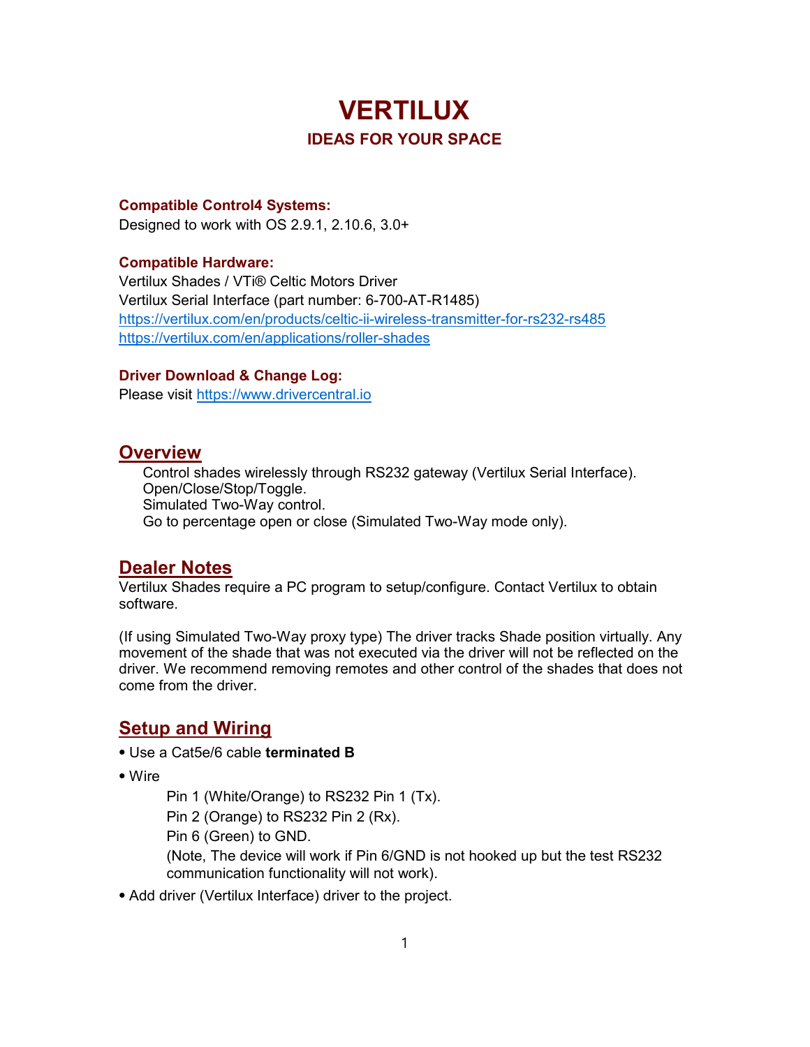# VERTILUX

## IDEAS FOR YOUR SPACE

**Compatible Control4 Systems:**
Designed to work with OS 2.9.1, 2.10.6, 3.0+

**Compatible Hardware:**
Vertilux Shades / VTi® Celtic Motors Driver
Vertilux Serial Interface (part number: 6-700-AT-R1485)
https://vertilux.com/en/products/celtic-ii-wireless-transmitter-for-rs232-rs485
https://vertilux.com/en/applications/roller-shades

**Driver Download & Change Log:**
Please visit https://www.drivercentral.io

## Overview

Control shades wirelessly through RS232 gateway (Vertilux Serial Interface).
Open/Close/Stop/Toggle.
Simulated Two-Way control.
Go to percentage open or close (Simulated Two-Way mode only).

## Dealer Notes

Vertilux Shades require a PC program to setup/configure. Contact Vertilux to obtain software.

(If using Simulated Two-Way proxy type) The driver tracks Shade position virtually. Any movement of the shade that was not executed via the driver will not be reflected on the driver. We recommend removing remotes and other control of the shades that does not come from the driver.

## Setup and Wiring

- Use a Cat5e/6 cable **terminated B**
- Wire
  - Pin 1 (White/Orange) to RS232 Pin 1 (Tx).
  - Pin 2 (Orange) to RS232 Pin 2 (Rx).
  - Pin 6 (Green) to GND.
  - (Note, The device will work if Pin 6/GND is not hooked up but the test RS232 communication functionality will not work).
- Add driver (Vertilux Interface) driver to the project.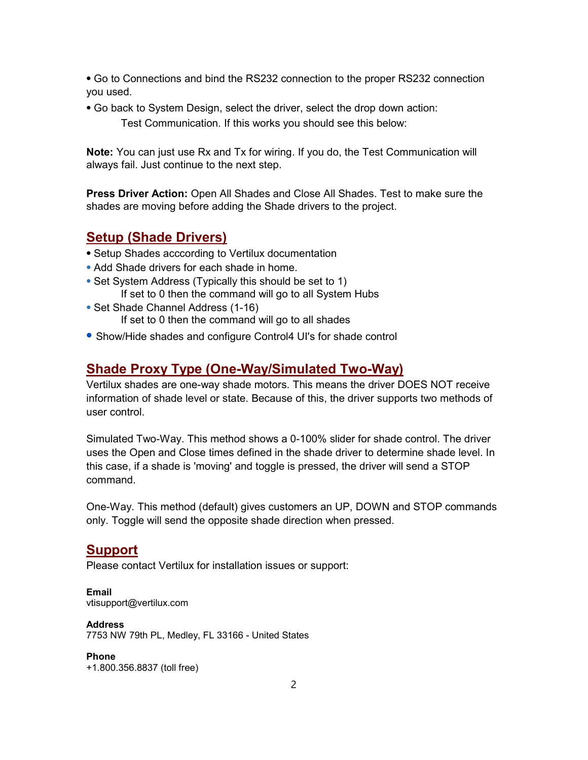- Go to Connections and bind the RS232 connection to the proper RS232 connection you used.
- Go back to System Design, select the driver, select the drop down action:
  Test Communication. If this works you should see this below:

**Note:** You can just use Rx and Tx for wiring. If you do, the Test Communication will always fail. Just continue to the next step.

**Press Driver Action:** Open All Shades and Close All Shades. Test to make sure the shades are moving before adding the Shade drivers to the project.

## Setup (Shade Drivers)

- Setup Shades acccording to Vertilux documentation
- Add Shade drivers for each shade in home.
- Set System Address (Typically this should be set to 1)
  If set to 0 then the command will go to all System Hubs
- Set Shade Channel Address (1-16)
  If set to 0 then the command will go to all shades
- Show/Hide shades and configure Control4 UI's for shade control

## Shade Proxy Type (One-Way/Simulated Two-Way)

Vertilux shades are one-way shade motors. This means the driver DOES NOT receive information of shade level or state. Because of this, the driver supports two methods of user control.

Simulated Two-Way. This method shows a 0-100% slider for shade control. The driver uses the Open and Close times defined in the shade driver to determine shade level. In this case, if a shade is 'moving' and toggle is pressed, the driver will send a STOP command.

One-Way. This method (default) gives customers an UP, DOWN and STOP commands only. Toggle will send the opposite shade direction when pressed.

## Support

Please contact Vertilux for installation issues or support:

**Email**
vtisupport@vertilux.com

**Address**
7753 NW 79th PL, Medley, FL 33166 - United States

**Phone**
+1.800.356.8837 (toll free)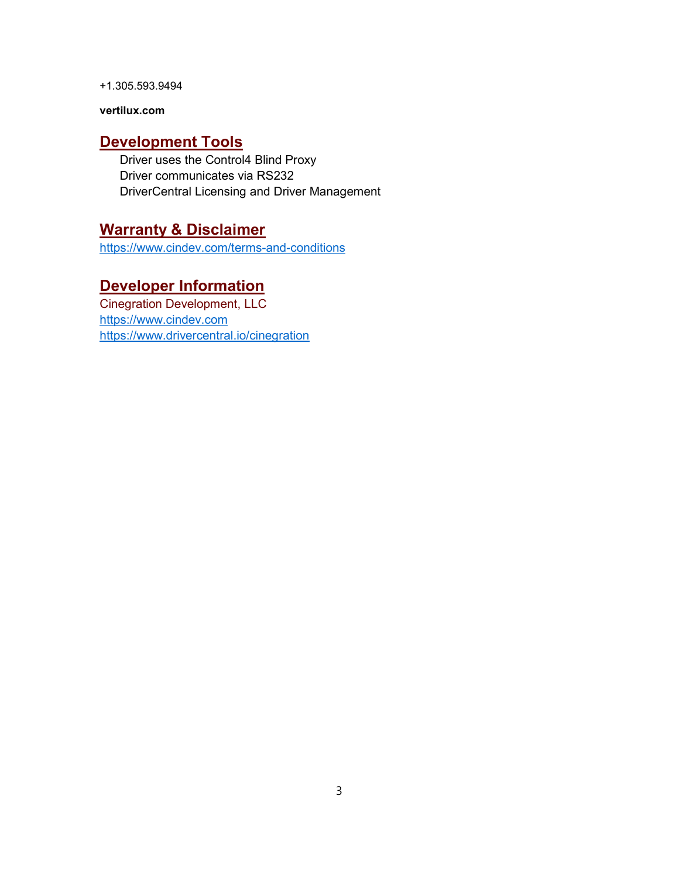+1.305.593.9494

**vertilux.com**

## Development Tools

Driver uses the Control4 Blind Proxy
Driver communicates via RS232
DriverCentral Licensing and Driver Management

## Warranty & Disclaimer

https://www.cindev.com/terms-and-conditions

## Developer Information

Cinegration Development, LLC
https://www.cindev.com
https://www.drivercentral.io/cinegration